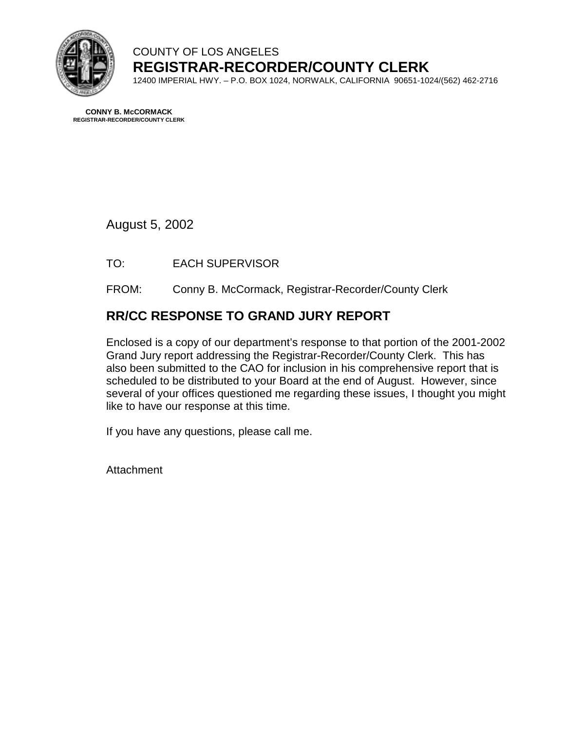COUNTY OF LOS ANGELES

# REGISTRAR-RECORDER/COUNTY CLERK

12400 IMPERIAL HWY. – P.O. BOX 1024, NORWALK, CALIFORNIA 90651-1024/(562) 462-2716

**CONNY B. McCORMACK**
**REGISTRAR-RECORDER/COUNTY CLERK**

August 5, 2002

TO: EACH SUPERVISOR

FROM: Conny B. McCormack, Registrar-Recorder/County Clerk

## RR/CC RESPONSE TO GRAND JURY REPORT

Enclosed is a copy of our department's response to that portion of the 2001-2002 Grand Jury report addressing the Registrar-Recorder/County Clerk. This has also been submitted to the CAO for inclusion in his comprehensive report that is scheduled to be distributed to your Board at the end of August. However, since several of your offices questioned me regarding these issues, I thought you might like to have our response at this time.

If you have any questions, please call me.

Attachment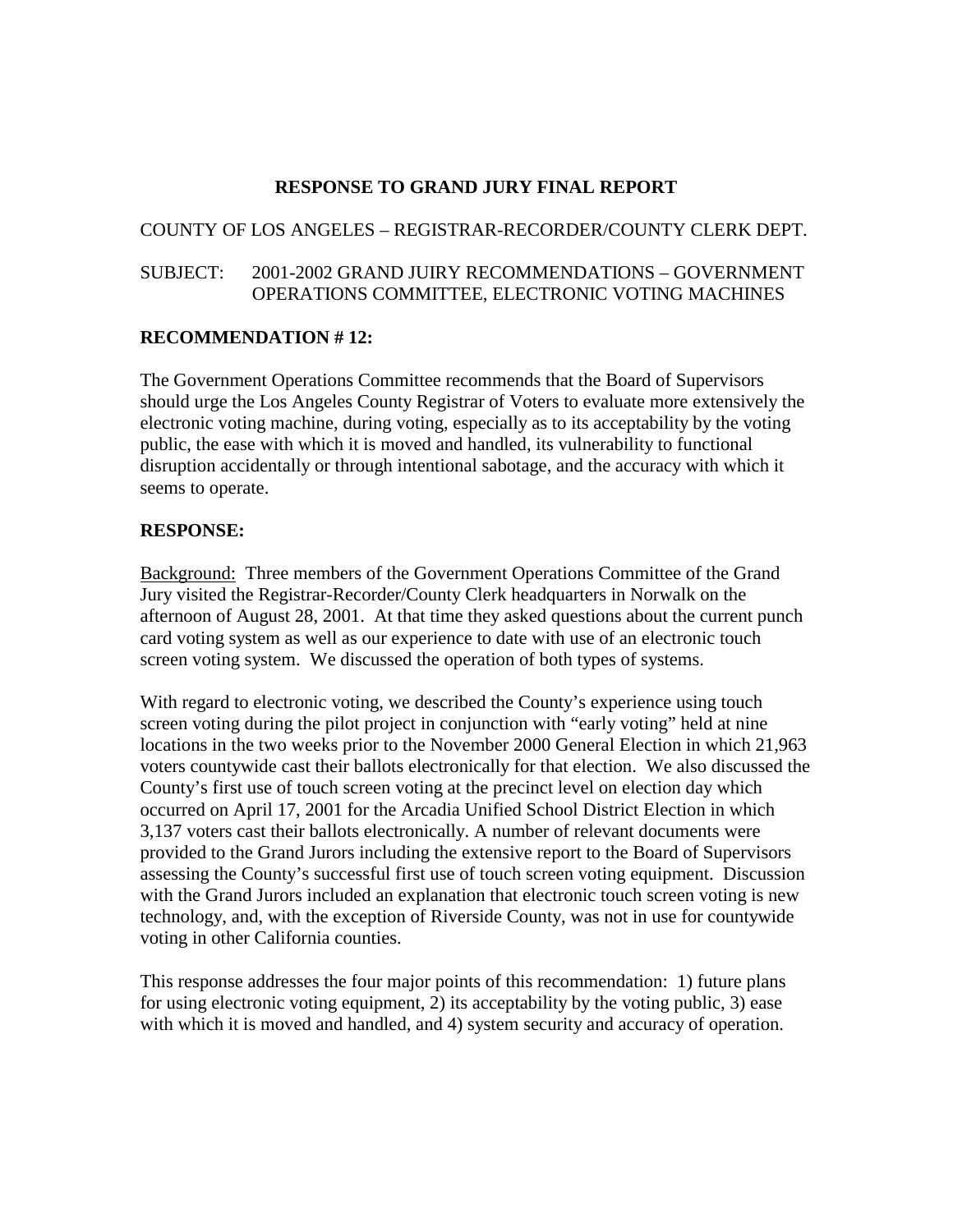**RESPONSE TO GRAND JURY FINAL REPORT**

COUNTY OF LOS ANGELES – REGISTRAR-RECORDER/COUNTY CLERK DEPT.

SUBJECT: 2001-2002 GRAND JUIRY RECOMMENDATIONS – GOVERNMENT OPERATIONS COMMITTEE, ELECTRONIC VOTING MACHINES

**RECOMMENDATION # 12:**

The Government Operations Committee recommends that the Board of Supervisors should urge the Los Angeles County Registrar of Voters to evaluate more extensively the electronic voting machine, during voting, especially as to its acceptability by the voting public, the ease with which it is moved and handled, its vulnerability to functional disruption accidentally or through intentional sabotage, and the accuracy with which it seems to operate.

**RESPONSE:**

Background: Three members of the Government Operations Committee of the Grand Jury visited the Registrar-Recorder/County Clerk headquarters in Norwalk on the afternoon of August 28, 2001. At that time they asked questions about the current punch card voting system as well as our experience to date with use of an electronic touch screen voting system. We discussed the operation of both types of systems.

With regard to electronic voting, we described the County's experience using touch screen voting during the pilot project in conjunction with "early voting" held at nine locations in the two weeks prior to the November 2000 General Election in which 21,963 voters countywide cast their ballots electronically for that election. We also discussed the County's first use of touch screen voting at the precinct level on election day which occurred on April 17, 2001 for the Arcadia Unified School District Election in which 3,137 voters cast their ballots electronically. A number of relevant documents were provided to the Grand Jurors including the extensive report to the Board of Supervisors assessing the County's successful first use of touch screen voting equipment. Discussion with the Grand Jurors included an explanation that electronic touch screen voting is new technology, and, with the exception of Riverside County, was not in use for countywide voting in other California counties.

This response addresses the four major points of this recommendation: 1) future plans for using electronic voting equipment, 2) its acceptability by the voting public, 3) ease with which it is moved and handled, and 4) system security and accuracy of operation.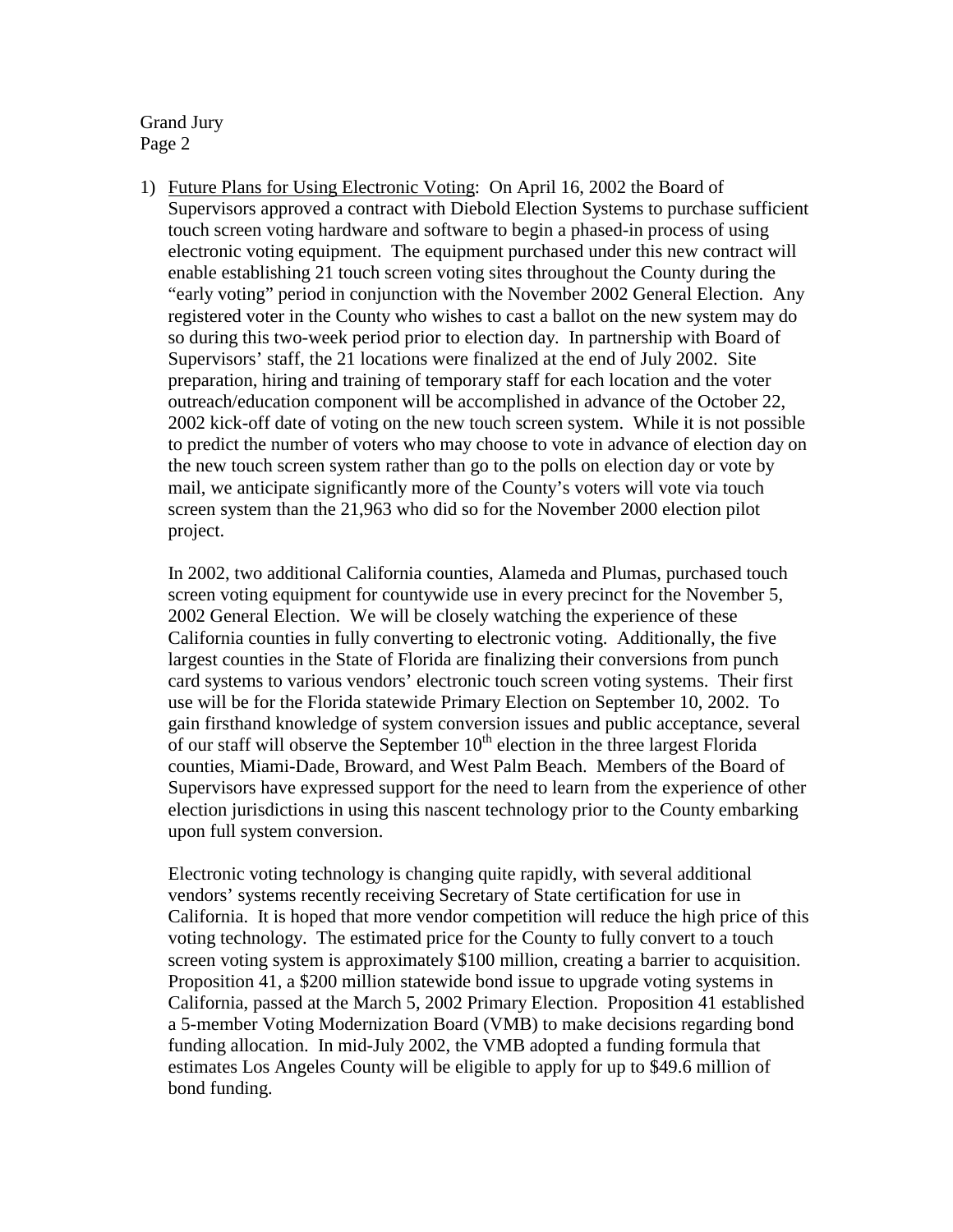1) <u>Future Plans for Using Electronic Voting</u>: On April 16, 2002 the Board of Supervisors approved a contract with Diebold Election Systems to purchase sufficient touch screen voting hardware and software to begin a phased-in process of using electronic voting equipment. The equipment purchased under this new contract will enable establishing 21 touch screen voting sites throughout the County during the "early voting" period in conjunction with the November 2002 General Election. Any registered voter in the County who wishes to cast a ballot on the new system may do so during this two-week period prior to election day. In partnership with Board of Supervisors' staff, the 21 locations were finalized at the end of July 2002. Site preparation, hiring and training of temporary staff for each location and the voter outreach/education component will be accomplished in advance of the October 22, 2002 kick-off date of voting on the new touch screen system. While it is not possible to predict the number of voters who may choose to vote in advance of election day on the new touch screen system rather than go to the polls on election day or vote by mail, we anticipate significantly more of the County's voters will vote via touch screen system than the 21,963 who did so for the November 2000 election pilot project.

   In 2002, two additional California counties, Alameda and Plumas, purchased touch screen voting equipment for countywide use in every precinct for the November 5, 2002 General Election. We will be closely watching the experience of these California counties in fully converting to electronic voting. Additionally, the five largest counties in the State of Florida are finalizing their conversions from punch card systems to various vendors' electronic touch screen voting systems. Their first use will be for the Florida statewide Primary Election on September 10, 2002. To gain firsthand knowledge of system conversion issues and public acceptance, several of our staff will observe the September 10th election in the three largest Florida counties, Miami-Dade, Broward, and West Palm Beach. Members of the Board of Supervisors have expressed support for the need to learn from the experience of other election jurisdictions in using this nascent technology prior to the County embarking upon full system conversion.

   Electronic voting technology is changing quite rapidly, with several additional vendors' systems recently receiving Secretary of State certification for use in California. It is hoped that more vendor competition will reduce the high price of this voting technology. The estimated price for the County to fully convert to a touch screen voting system is approximately $100 million, creating a barrier to acquisition. Proposition 41, a $200 million statewide bond issue to upgrade voting systems in California, passed at the March 5, 2002 Primary Election. Proposition 41 established a 5-member Voting Modernization Board (VMB) to make decisions regarding bond funding allocation. In mid-July 2002, the VMB adopted a funding formula that estimates Los Angeles County will be eligible to apply for up to $49.6 million of bond funding.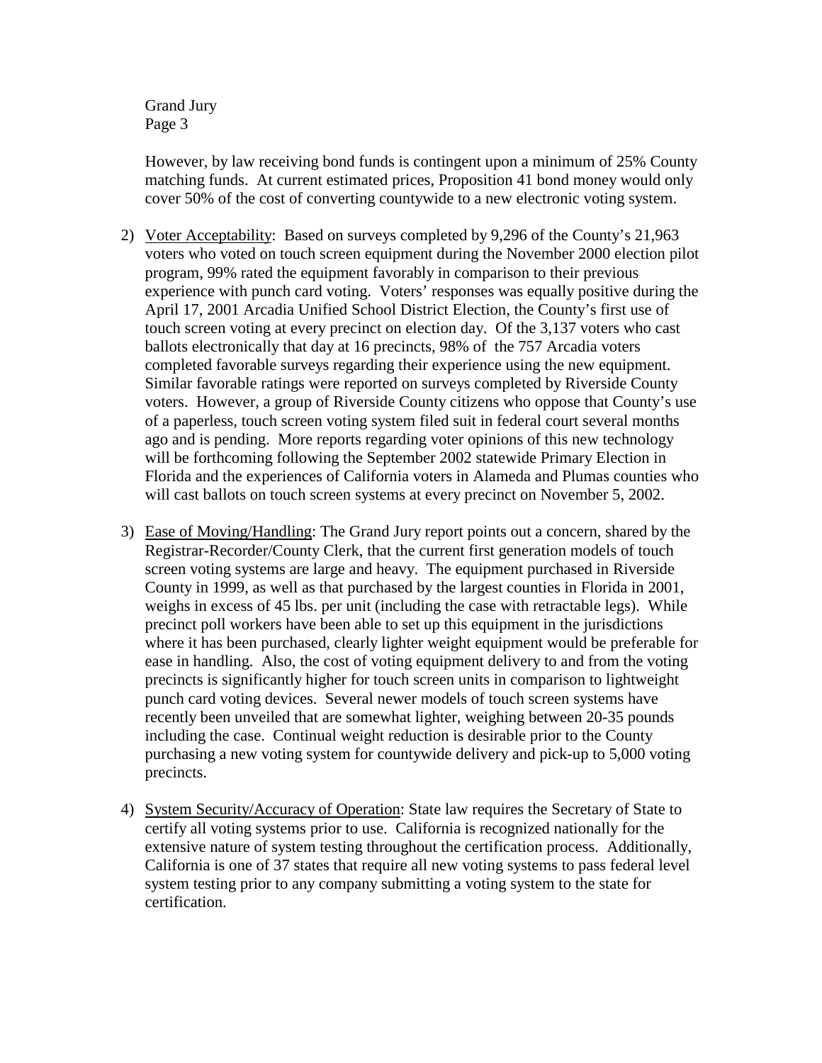However, by law receiving bond funds is contingent upon a minimum of 25% County matching funds. At current estimated prices, Proposition 41 bond money would only cover 50% of the cost of converting countywide to a new electronic voting system.

2) <u>Voter Acceptability</u>: Based on surveys completed by 9,296 of the County's 21,963 voters who voted on touch screen equipment during the November 2000 election pilot program, 99% rated the equipment favorably in comparison to their previous experience with punch card voting. Voters' responses was equally positive during the April 17, 2001 Arcadia Unified School District Election, the County's first use of touch screen voting at every precinct on election day. Of the 3,137 voters who cast ballots electronically that day at 16 precincts, 98% of the 757 Arcadia voters completed favorable surveys regarding their experience using the new equipment. Similar favorable ratings were reported on surveys completed by Riverside County voters. However, a group of Riverside County citizens who oppose that County's use of a paperless, touch screen voting system filed suit in federal court several months ago and is pending. More reports regarding voter opinions of this new technology will be forthcoming following the September 2002 statewide Primary Election in Florida and the experiences of California voters in Alameda and Plumas counties who will cast ballots on touch screen systems at every precinct on November 5, 2002.

3) <u>Ease of Moving/Handling</u>: The Grand Jury report points out a concern, shared by the Registrar-Recorder/County Clerk, that the current first generation models of touch screen voting systems are large and heavy. The equipment purchased in Riverside County in 1999, as well as that purchased by the largest counties in Florida in 2001, weighs in excess of 45 lbs. per unit (including the case with retractable legs). While precinct poll workers have been able to set up this equipment in the jurisdictions where it has been purchased, clearly lighter weight equipment would be preferable for ease in handling. Also, the cost of voting equipment delivery to and from the voting precincts is significantly higher for touch screen units in comparison to lightweight punch card voting devices. Several newer models of touch screen systems have recently been unveiled that are somewhat lighter, weighing between 20-35 pounds including the case. Continual weight reduction is desirable prior to the County purchasing a new voting system for countywide delivery and pick-up to 5,000 voting precincts.

4) <u>System Security/Accuracy of Operation</u>: State law requires the Secretary of State to certify all voting systems prior to use. California is recognized nationally for the extensive nature of system testing throughout the certification process. Additionally, California is one of 37 states that require all new voting systems to pass federal level system testing prior to any company submitting a voting system to the state for certification.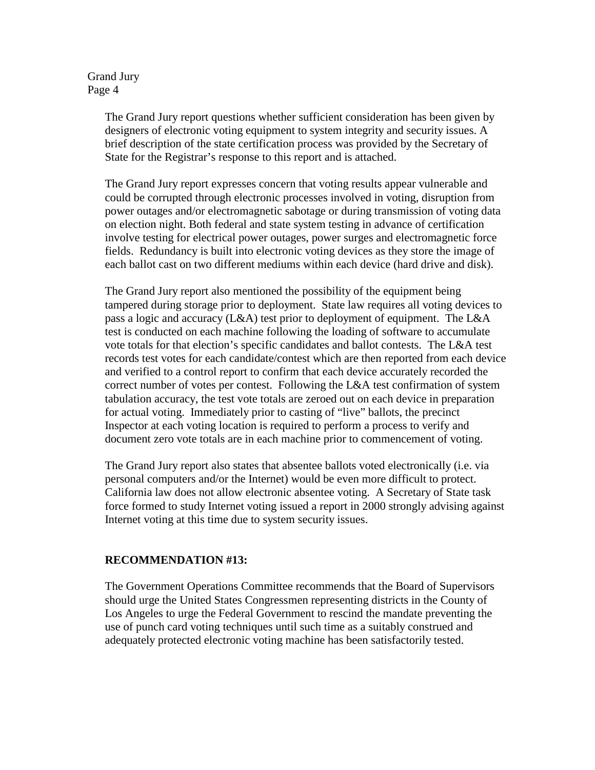The Grand Jury report questions whether sufficient consideration has been given by designers of electronic voting equipment to system integrity and security issues. A brief description of the state certification process was provided by the Secretary of State for the Registrar's response to this report and is attached.

The Grand Jury report expresses concern that voting results appear vulnerable and could be corrupted through electronic processes involved in voting, disruption from power outages and/or electromagnetic sabotage or during transmission of voting data on election night. Both federal and state system testing in advance of certification involve testing for electrical power outages, power surges and electromagnetic force fields. Redundancy is built into electronic voting devices as they store the image of each ballot cast on two different mediums within each device (hard drive and disk).

The Grand Jury report also mentioned the possibility of the equipment being tampered during storage prior to deployment. State law requires all voting devices to pass a logic and accuracy (L&A) test prior to deployment of equipment. The L&A test is conducted on each machine following the loading of software to accumulate vote totals for that election's specific candidates and ballot contests. The L&A test records test votes for each candidate/contest which are then reported from each device and verified to a control report to confirm that each device accurately recorded the correct number of votes per contest. Following the L&A test confirmation of system tabulation accuracy, the test vote totals are zeroed out on each device in preparation for actual voting. Immediately prior to casting of "live" ballots, the precinct Inspector at each voting location is required to perform a process to verify and document zero vote totals are in each machine prior to commencement of voting.

The Grand Jury report also states that absentee ballots voted electronically (i.e. via personal computers and/or the Internet) would be even more difficult to protect. California law does not allow electronic absentee voting. A Secretary of State task force formed to study Internet voting issued a report in 2000 strongly advising against Internet voting at this time due to system security issues.

**RECOMMENDATION #13:**

The Government Operations Committee recommends that the Board of Supervisors should urge the United States Congressmen representing districts in the County of Los Angeles to urge the Federal Government to rescind the mandate preventing the use of punch card voting techniques until such time as a suitably construed and adequately protected electronic voting machine has been satisfactorily tested.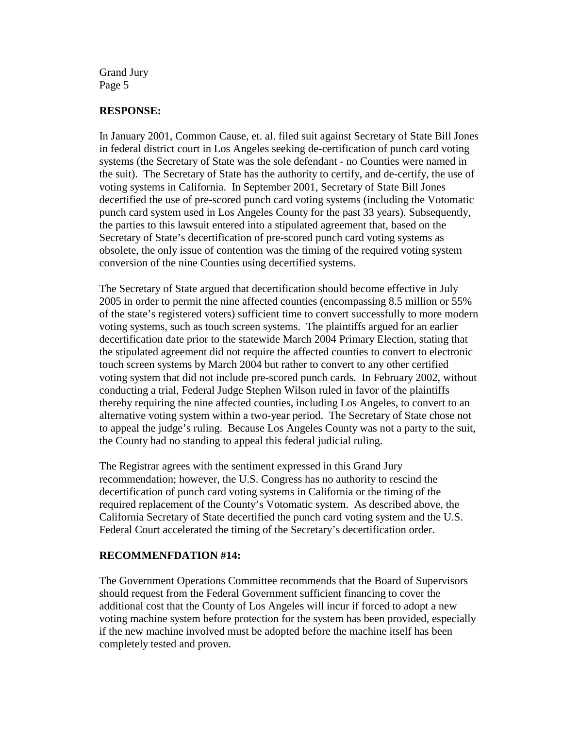**RESPONSE:**

In January 2001, Common Cause, et. al. filed suit against Secretary of State Bill Jones in federal district court in Los Angeles seeking de-certification of punch card voting systems (the Secretary of State was the sole defendant - no Counties were named in the suit). The Secretary of State has the authority to certify, and de-certify, the use of voting systems in California. In September 2001, Secretary of State Bill Jones decertified the use of pre-scored punch card voting systems (including the Votomatic punch card system used in Los Angeles County for the past 33 years). Subsequently, the parties to this lawsuit entered into a stipulated agreement that, based on the Secretary of State's decertification of pre-scored punch card voting systems as obsolete, the only issue of contention was the timing of the required voting system conversion of the nine Counties using decertified systems.

The Secretary of State argued that decertification should become effective in July 2005 in order to permit the nine affected counties (encompassing 8.5 million or 55% of the state's registered voters) sufficient time to convert successfully to more modern voting systems, such as touch screen systems. The plaintiffs argued for an earlier decertification date prior to the statewide March 2004 Primary Election, stating that the stipulated agreement did not require the affected counties to convert to electronic touch screen systems by March 2004 but rather to convert to any other certified voting system that did not include pre-scored punch cards. In February 2002, without conducting a trial, Federal Judge Stephen Wilson ruled in favor of the plaintiffs thereby requiring the nine affected counties, including Los Angeles, to convert to an alternative voting system within a two-year period. The Secretary of State chose not to appeal the judge's ruling. Because Los Angeles County was not a party to the suit, the County had no standing to appeal this federal judicial ruling.

The Registrar agrees with the sentiment expressed in this Grand Jury recommendation; however, the U.S. Congress has no authority to rescind the decertification of punch card voting systems in California or the timing of the required replacement of the County's Votomatic system. As described above, the California Secretary of State decertified the punch card voting system and the U.S. Federal Court accelerated the timing of the Secretary's decertification order.

**RECOMMENFDATION #14:**

The Government Operations Committee recommends that the Board of Supervisors should request from the Federal Government sufficient financing to cover the additional cost that the County of Los Angeles will incur if forced to adopt a new voting machine system before protection for the system has been provided, especially if the new machine involved must be adopted before the machine itself has been completely tested and proven.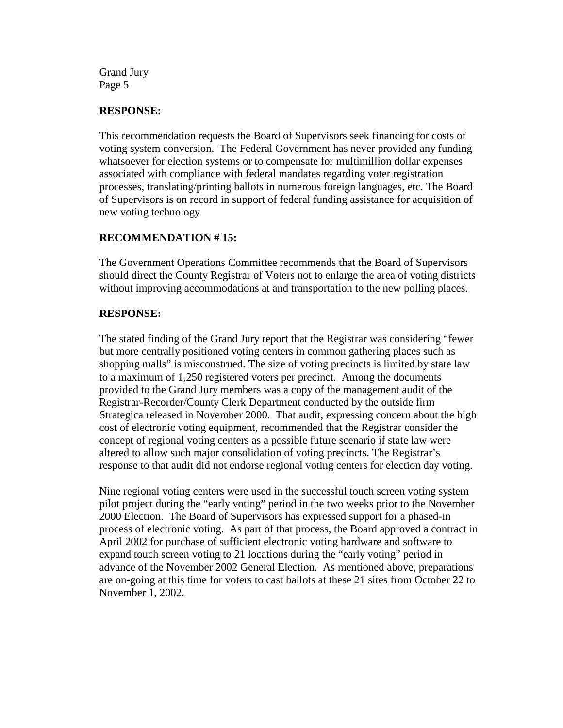**RESPONSE:**

This recommendation requests the Board of Supervisors seek financing for costs of voting system conversion. The Federal Government has never provided any funding whatsoever for election systems or to compensate for multimillion dollar expenses associated with compliance with federal mandates regarding voter registration processes, translating/printing ballots in numerous foreign languages, etc. The Board of Supervisors is on record in support of federal funding assistance for acquisition of new voting technology.

**RECOMMENDATION # 15:**

The Government Operations Committee recommends that the Board of Supervisors should direct the County Registrar of Voters not to enlarge the area of voting districts without improving accommodations at and transportation to the new polling places.

**RESPONSE:**

The stated finding of the Grand Jury report that the Registrar was considering "fewer but more centrally positioned voting centers in common gathering places such as shopping malls" is misconstrued. The size of voting precincts is limited by state law to a maximum of 1,250 registered voters per precinct. Among the documents provided to the Grand Jury members was a copy of the management audit of the Registrar-Recorder/County Clerk Department conducted by the outside firm Strategica released in November 2000. That audit, expressing concern about the high cost of electronic voting equipment, recommended that the Registrar consider the concept of regional voting centers as a possible future scenario if state law were altered to allow such major consolidation of voting precincts. The Registrar's response to that audit did not endorse regional voting centers for election day voting.

Nine regional voting centers were used in the successful touch screen voting system pilot project during the "early voting" period in the two weeks prior to the November 2000 Election. The Board of Supervisors has expressed support for a phased-in process of electronic voting. As part of that process, the Board approved a contract in April 2002 for purchase of sufficient electronic voting hardware and software to expand touch screen voting to 21 locations during the "early voting" period in advance of the November 2002 General Election. As mentioned above, preparations are on-going at this time for voters to cast ballots at these 21 sites from October 22 to November 1, 2002.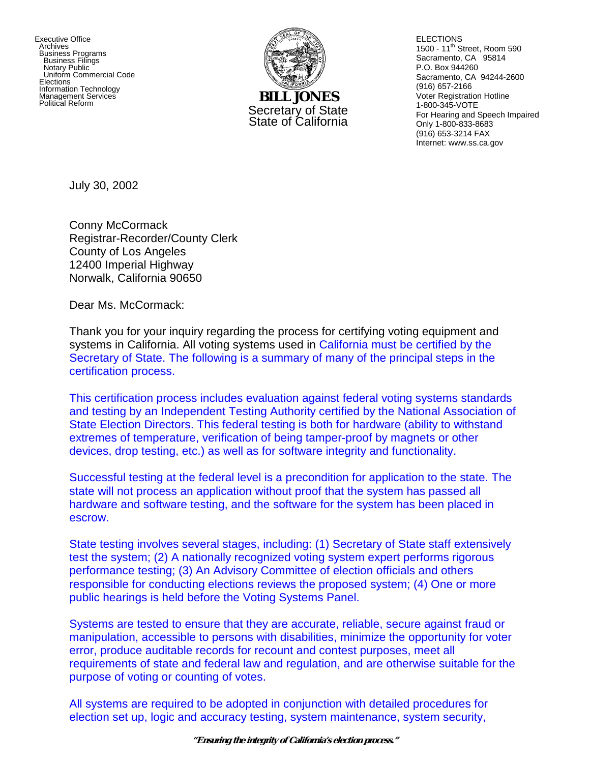Executive Office
Archives
Business Programs
Business Filings
Notary Public
Uniform Commercial Code
Elections
Information Technology
Management Services
Political Reform

**BILL JONES**
Secretary of State
State of California

ELECTIONS
1500 - 11th Street, Room 590
Sacramento, CA 95814
P.O. Box 944260
Sacramento, CA 94244-2600
(916) 657-2166
Voter Registration Hotline
1-800-345-VOTE
For Hearing and Speech Impaired
Only 1-800-833-8683
(916) 653-3214 FAX
Internet: www.ss.ca.gov

July 30, 2002

Conny McCormack
Registrar-Recorder/County Clerk
County of Los Angeles
12400 Imperial Highway
Norwalk, California 90650

Dear Ms. McCormack:

Thank you for your inquiry regarding the process for certifying voting equipment and systems in California. All voting systems used in California must be certified by the Secretary of State. The following is a summary of many of the principal steps in the certification process.

This certification process includes evaluation against federal voting systems standards and testing by an Independent Testing Authority certified by the National Association of State Election Directors. This federal testing is both for hardware (ability to withstand extremes of temperature, verification of being tamper-proof by magnets or other devices, drop testing, etc.) as well as for software integrity and functionality.

Successful testing at the federal level is a precondition for application to the state. The state will not process an application without proof that the system has passed all hardware and software testing, and the software for the system has been placed in escrow.

State testing involves several stages, including: (1) Secretary of State staff extensively test the system; (2) A nationally recognized voting system expert performs rigorous performance testing; (3) An Advisory Committee of election officials and others responsible for conducting elections reviews the proposed system; (4) One or more public hearings is held before the Voting Systems Panel.

Systems are tested to ensure that they are accurate, reliable, secure against fraud or manipulation, accessible to persons with disabilities, minimize the opportunity for voter error, produce auditable records for recount and contest purposes, meet all requirements of state and federal law and regulation, and are otherwise suitable for the purpose of voting or counting of votes.

All systems are required to be adopted in conjunction with detailed procedures for election set up, logic and accuracy testing, system maintenance, system security,

*"Ensuring the integrity of California's election process."*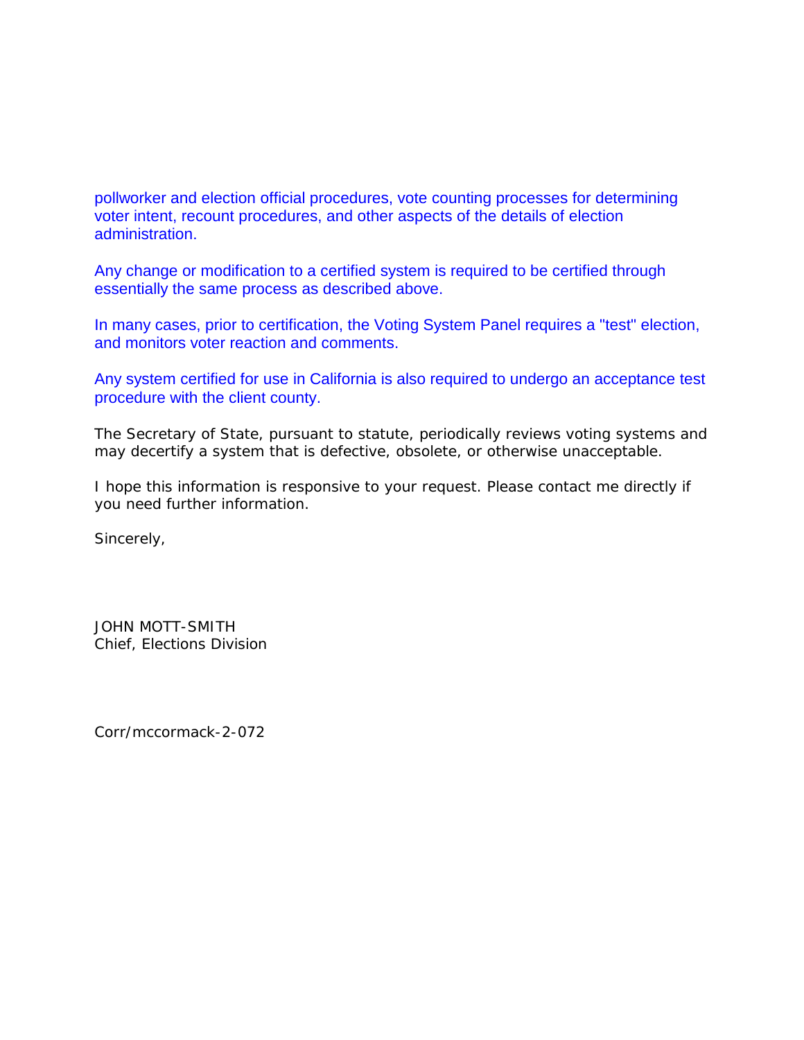pollworker and election official procedures, vote counting processes for determining voter intent, recount procedures, and other aspects of the details of election administration.

Any change or modification to a certified system is required to be certified through essentially the same process as described above.

In many cases, prior to certification, the Voting System Panel requires a "test" election, and monitors voter reaction and comments.

Any system certified for use in California is also required to undergo an acceptance test procedure with the client county.

The Secretary of State, pursuant to statute, periodically reviews voting systems and may decertify a system that is defective, obsolete, or otherwise unacceptable.

I hope this information is responsive to your request. Please contact me directly if you need further information.

Sincerely,

JOHN MOTT-SMITH
Chief, Elections Division

Corr/mccormack-2-072